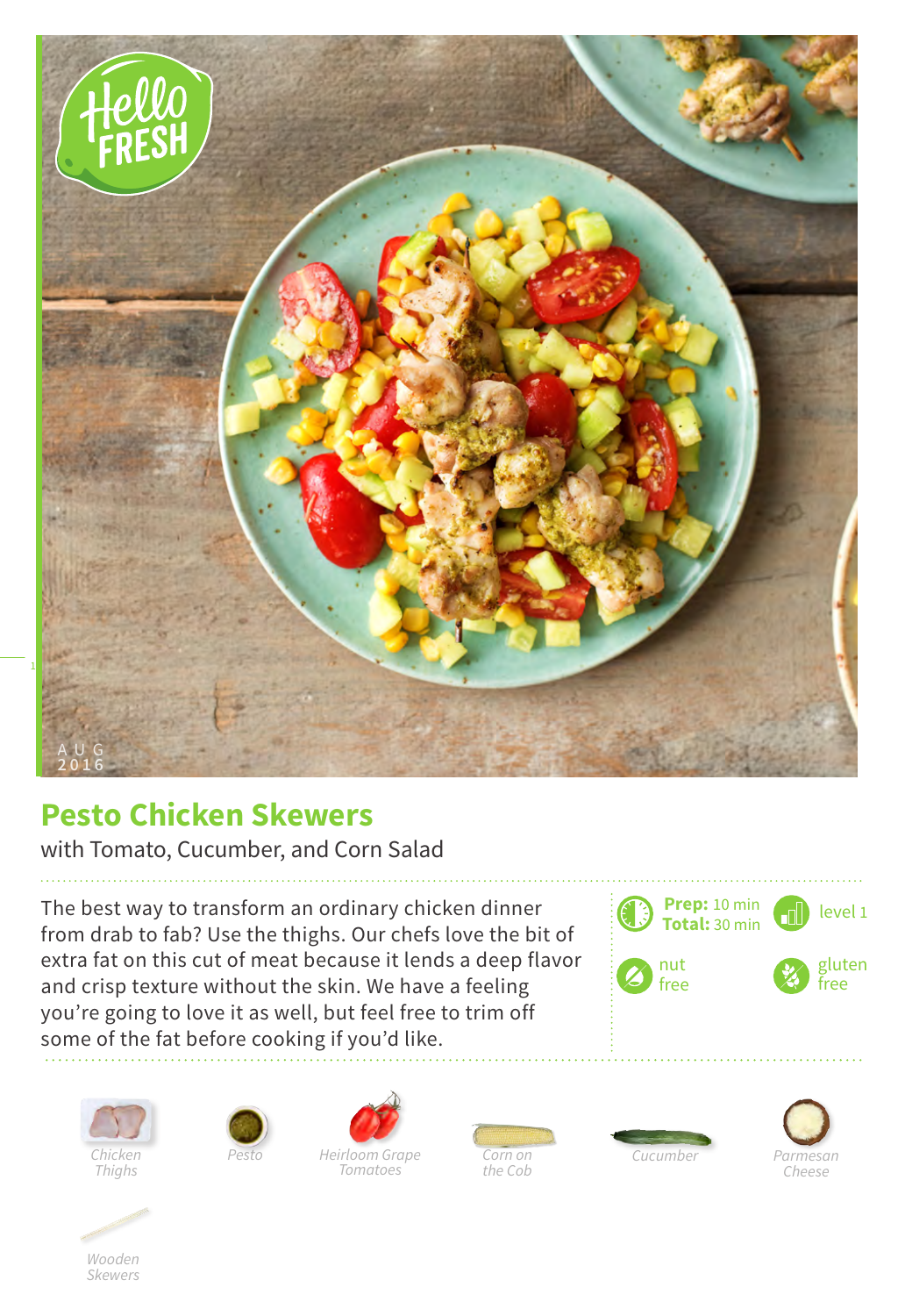AUG 2016

# Pesto Chicken Skewers

with Tomato, Cucumber, and Corn Salad

The best way to transform an ordinary chicken dinner from drab to fab? Use the thighs. Our chefs love the bit of extra fat on this cut of meat because it lends a deep flavor and crisp texture without the skin. We have a feeling you're going to love it as well, but feel free to trim off some of the fat before cooking if you'd like.

**Prep:** 10 min
**Total:** 30 min

level 1

nut free

gluten free

*Chicken Thighs*

*Pesto*

*Heirloom Grape Tomatoes*

*Corn on the Cob*

*Cucumber*

*Parmesan Cheese*

*Wooden Skewers*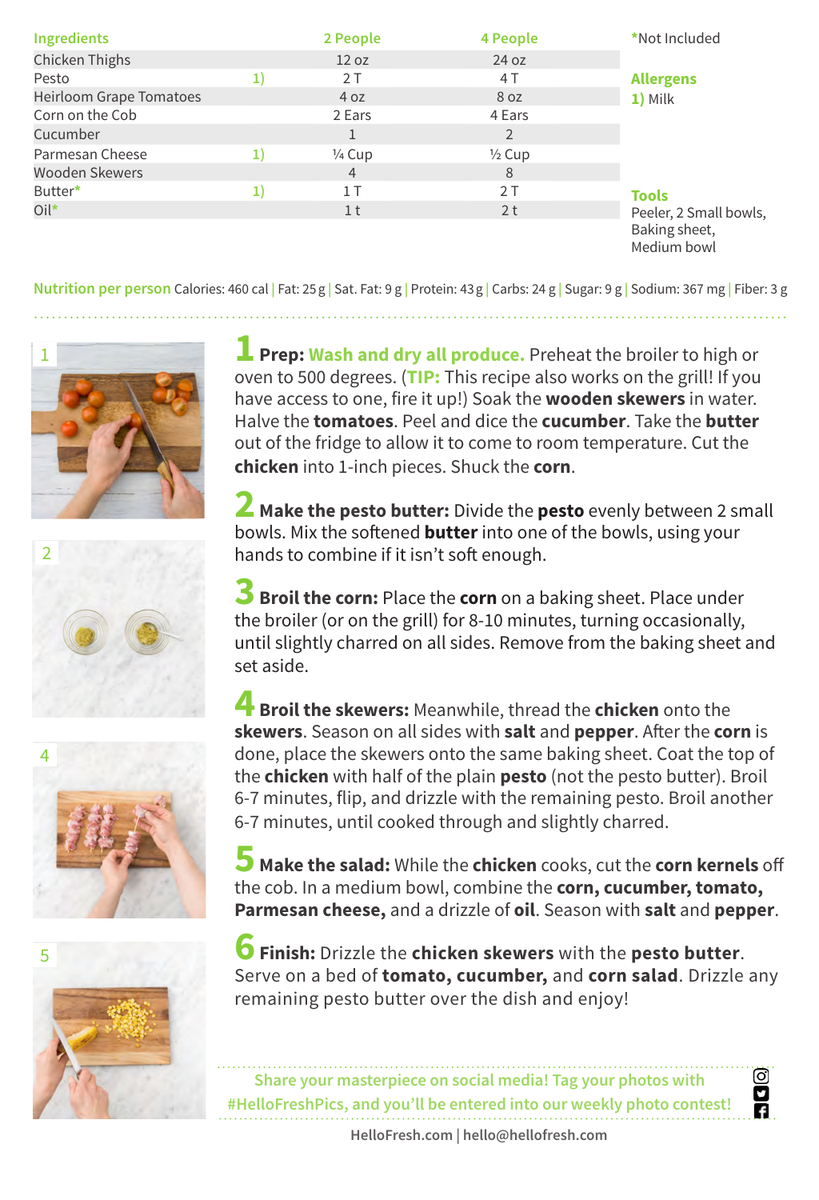| Ingredients | | 2 People | 4 People |
|---|---|---|---|
| Chicken Thighs | | 12 oz | 24 oz |
| Pesto | 1) | 2 T | 4 T |
| Heirloom Grape Tomatoes | | 4 oz | 8 oz |
| Corn on the Cob | | 2 Ears | 4 Ears |
| Cucumber | | 1 | 2 |
| Parmesan Cheese | 1) | ¼ Cup | ½ Cup |
| Wooden Skewers | | 4 | 8 |
| Butter* | 1) | 1 T | 2 T |
| Oil* | | 1 t | 2 t |

*Not Included

**Allergens**
1) Milk

**Tools**
Peeler, 2 Small bowls, Baking sheet, Medium bowl

**Nutrition per person** Calories: 460 cal | Fat: 25 g | Sat. Fat: 9 g | Protein: 43 g | Carbs: 24 g | Sugar: 9 g | Sodium: 367 mg | Fiber: 3 g

1

2

4

5

**1 Prep: Wash and dry all produce.** Preheat the broiler to high or oven to 500 degrees. (**TIP:** This recipe also works on the grill! If you have access to one, fire it up!) Soak the **wooden skewers** in water. Halve the **tomatoes**. Peel and dice the **cucumber**. Take the **butter** out of the fridge to allow it to come to room temperature. Cut the **chicken** into 1-inch pieces. Shuck the **corn**.

**2 Make the pesto butter:** Divide the **pesto** evenly between 2 small bowls. Mix the softened **butter** into one of the bowls, using your hands to combine if it isn't soft enough.

**3 Broil the corn:** Place the **corn** on a baking sheet. Place under the broiler (or on the grill) for 8-10 minutes, turning occasionally, until slightly charred on all sides. Remove from the baking sheet and set aside.

**4 Broil the skewers:** Meanwhile, thread the **chicken** onto the **skewers**. Season on all sides with **salt** and **pepper**. After the **corn** is done, place the skewers onto the same baking sheet. Coat the top of the **chicken** with half of the plain **pesto** (not the pesto butter). Broil 6-7 minutes, flip, and drizzle with the remaining pesto. Broil another 6-7 minutes, until cooked through and slightly charred.

**5 Make the salad:** While the **chicken** cooks, cut the **corn kernels** off the cob. In a medium bowl, combine the **corn, cucumber, tomato, Parmesan cheese,** and a drizzle of **oil**. Season with **salt** and **pepper**.

**6 Finish:** Drizzle the **chicken skewers** with the **pesto butter**. Serve on a bed of **tomato, cucumber,** and **corn salad**. Drizzle any remaining pesto butter over the dish and enjoy!

Share your masterpiece on social media! Tag your photos with #HelloFreshPics, and you'll be entered into our weekly photo contest!

HelloFresh.com | hello@hellofresh.com